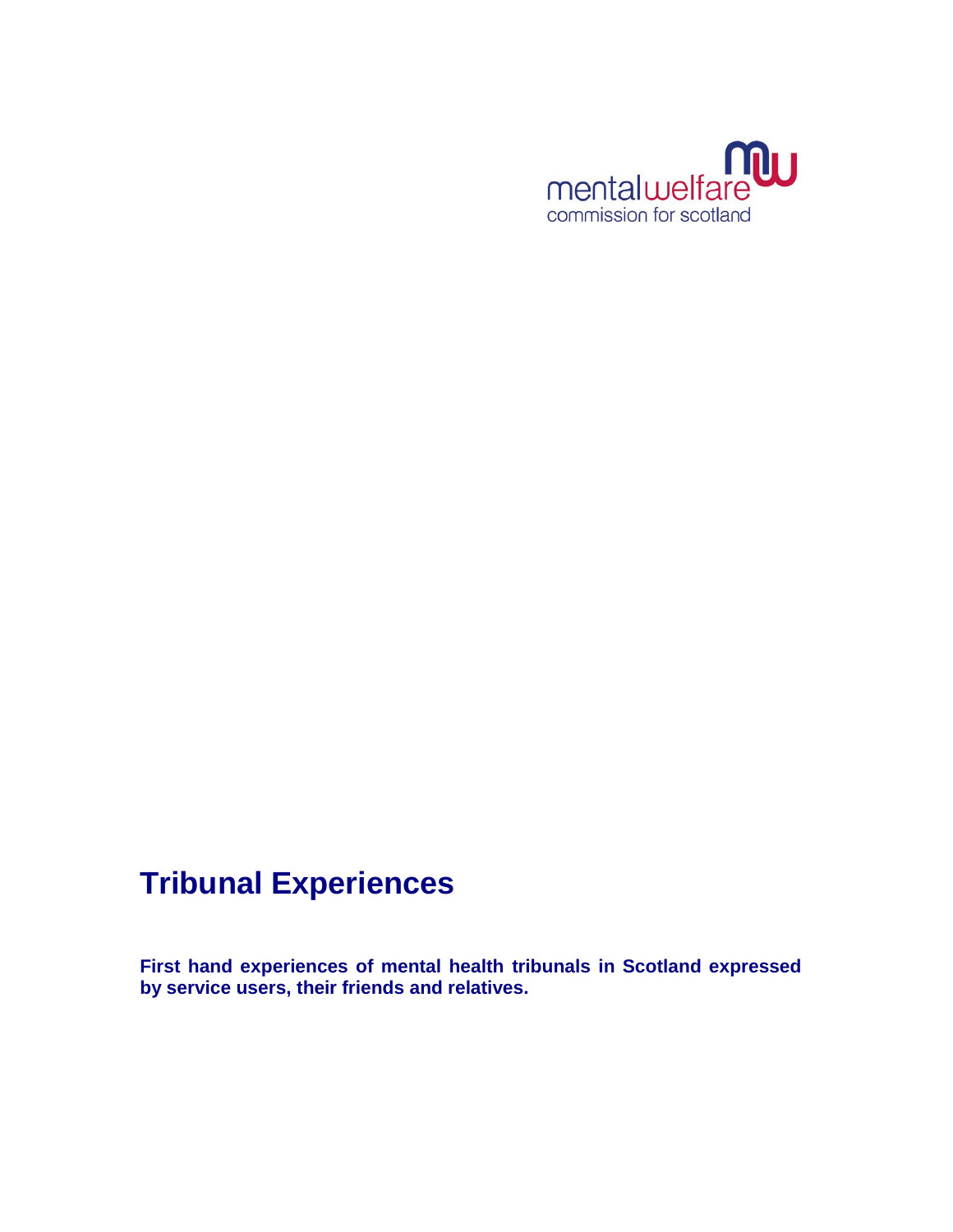mentalwelfare
commission for scotland

# Tribunal Experiences

**First hand experiences of mental health tribunals in Scotland expressed by service users, their friends and relatives.**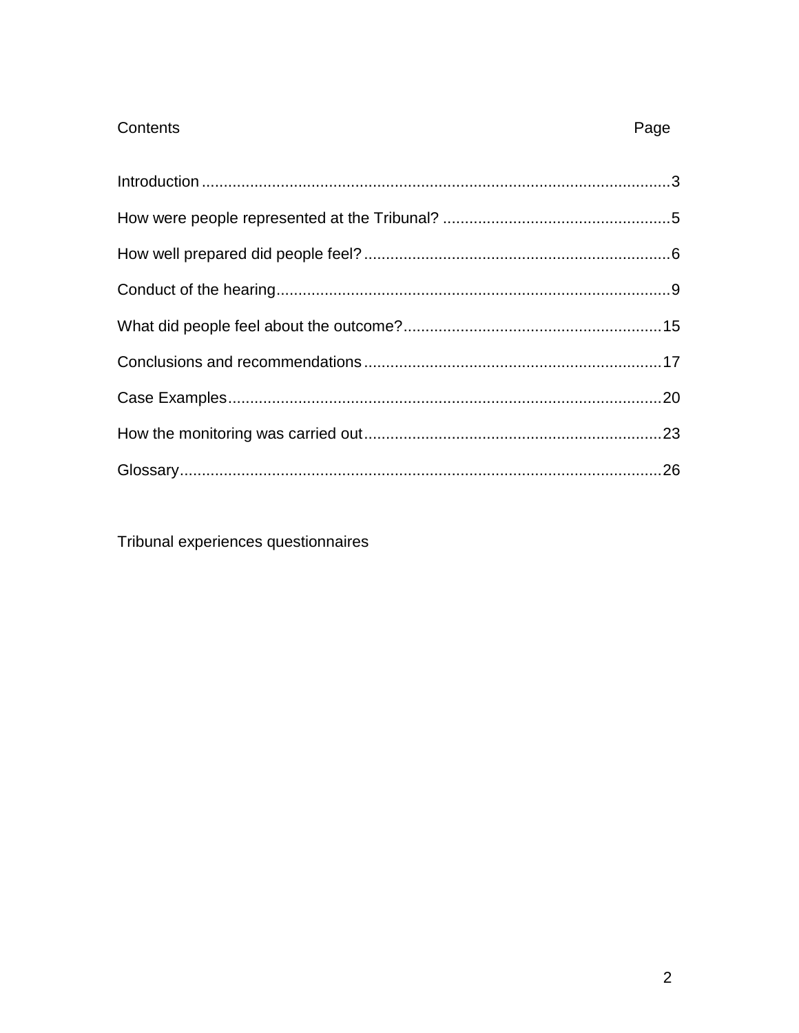# Contents

| Contents | Page |
| --- | --- |
| Introduction | 3 |
| How were people represented at the Tribunal? | 5 |
| How well prepared did people feel? | 6 |
| Conduct of the hearing | 9 |
| What did people feel about the outcome? | 15 |
| Conclusions and recommendations | 17 |
| Case Examples | 20 |
| How the monitoring was carried out | 23 |
| Glossary | 26 |

Tribunal experiences questionnaires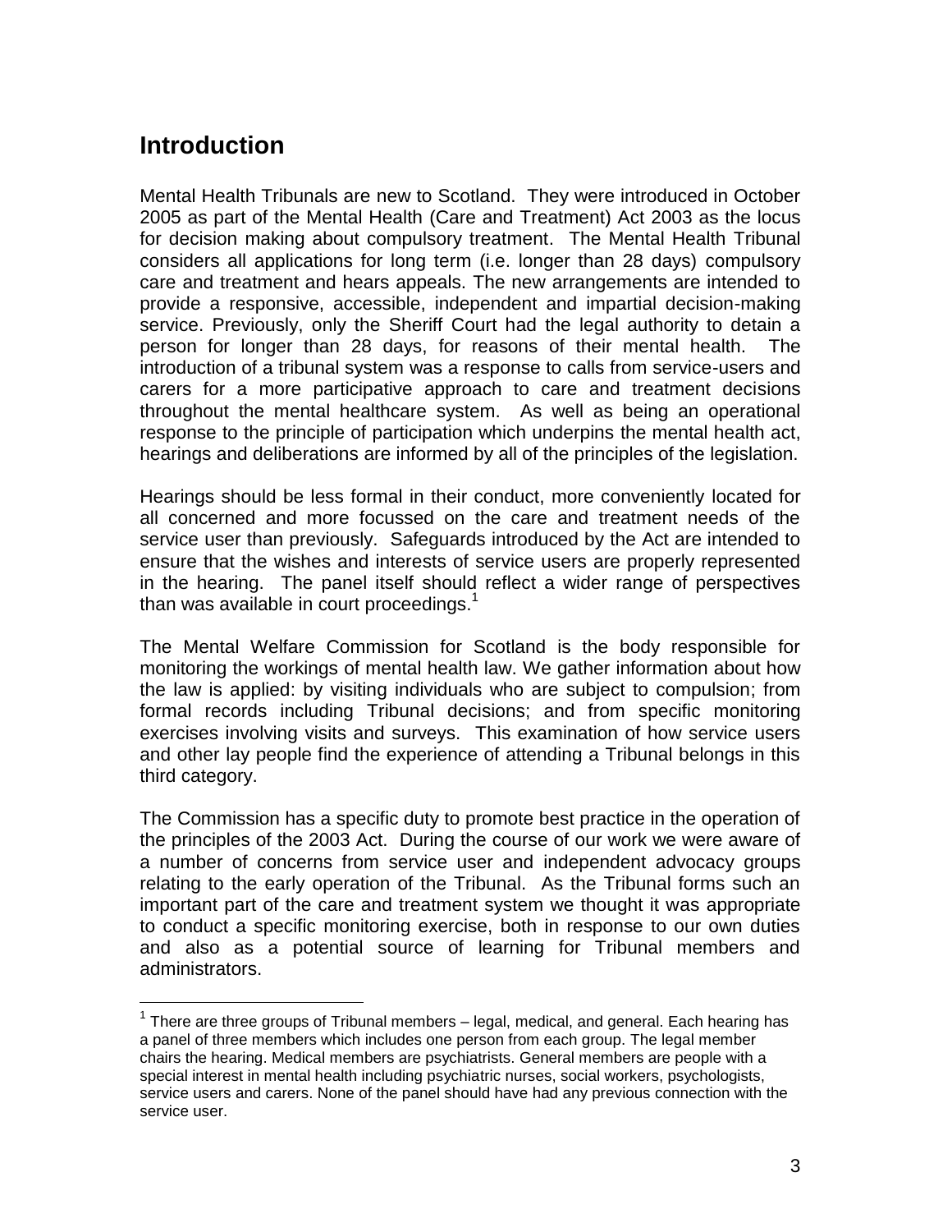## Introduction

Mental Health Tribunals are new to Scotland. They were introduced in October 2005 as part of the Mental Health (Care and Treatment) Act 2003 as the locus for decision making about compulsory treatment. The Mental Health Tribunal considers all applications for long term (i.e. longer than 28 days) compulsory care and treatment and hears appeals. The new arrangements are intended to provide a responsive, accessible, independent and impartial decision-making service. Previously, only the Sheriff Court had the legal authority to detain a person for longer than 28 days, for reasons of their mental health. The introduction of a tribunal system was a response to calls from service-users and carers for a more participative approach to care and treatment decisions throughout the mental healthcare system. As well as being an operational response to the principle of participation which underpins the mental health act, hearings and deliberations are informed by all of the principles of the legislation.

Hearings should be less formal in their conduct, more conveniently located for all concerned and more focussed on the care and treatment needs of the service user than previously. Safeguards introduced by the Act are intended to ensure that the wishes and interests of service users are properly represented in the hearing. The panel itself should reflect a wider range of perspectives than was available in court proceedings.[1]

The Mental Welfare Commission for Scotland is the body responsible for monitoring the workings of mental health law. We gather information about how the law is applied: by visiting individuals who are subject to compulsion; from formal records including Tribunal decisions; and from specific monitoring exercises involving visits and surveys. This examination of how service users and other lay people find the experience of attending a Tribunal belongs in this third category.

The Commission has a specific duty to promote best practice in the operation of the principles of the 2003 Act. During the course of our work we were aware of a number of concerns from service user and independent advocacy groups relating to the early operation of the Tribunal. As the Tribunal forms such an important part of the care and treatment system we thought it was appropriate to conduct a specific monitoring exercise, both in response to our own duties and also as a potential source of learning for Tribunal members and administrators.

[1] There are three groups of Tribunal members – legal, medical, and general. Each hearing has a panel of three members which includes one person from each group. The legal member chairs the hearing. Medical members are psychiatrists. General members are people with a special interest in mental health including psychiatric nurses, social workers, psychologists, service users and carers. None of the panel should have had any previous connection with the service user.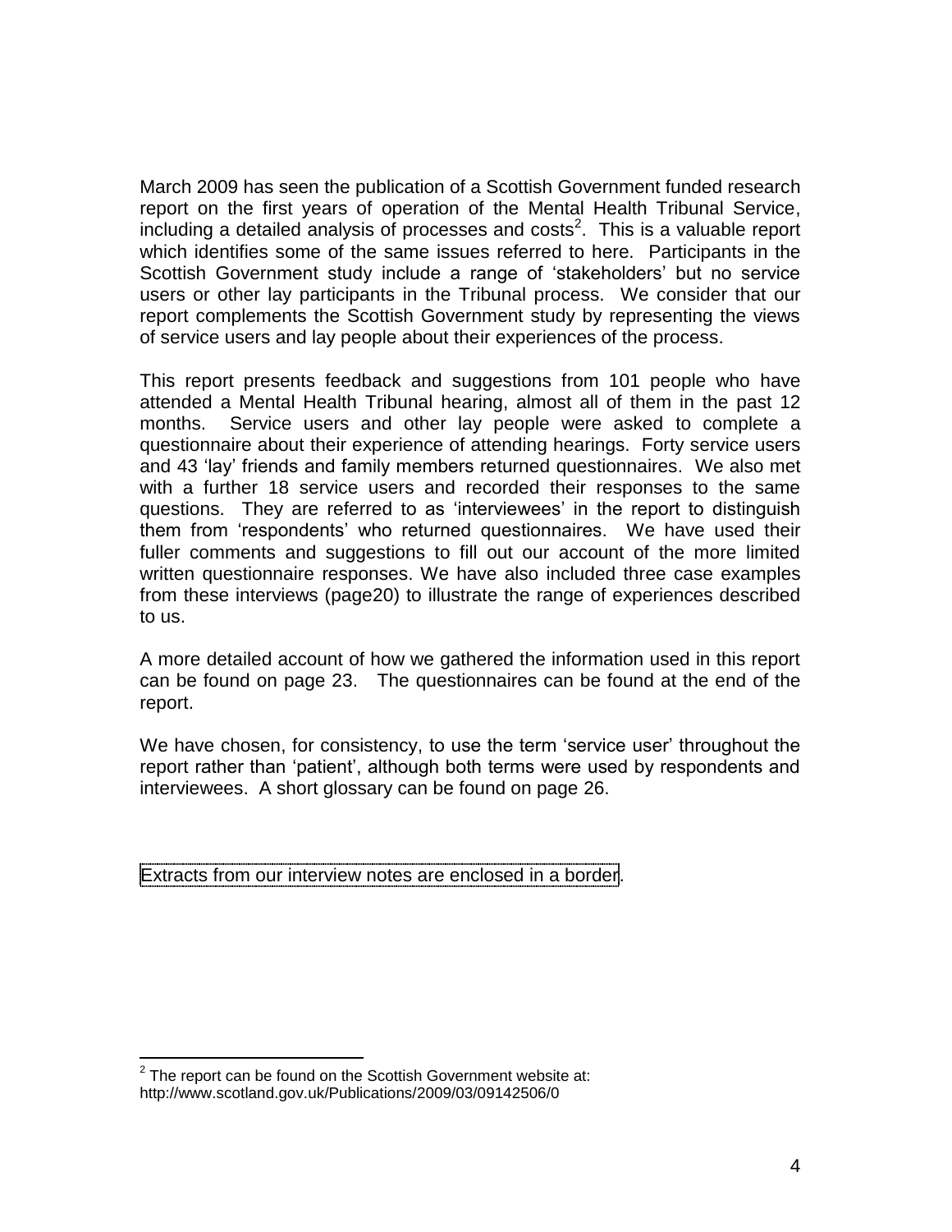March 2009 has seen the publication of a Scottish Government funded research report on the first years of operation of the Mental Health Tribunal Service, including a detailed analysis of processes and costs[2]. This is a valuable report which identifies some of the same issues referred to here. Participants in the Scottish Government study include a range of 'stakeholders' but no service users or other lay participants in the Tribunal process. We consider that our report complements the Scottish Government study by representing the views of service users and lay people about their experiences of the process.

This report presents feedback and suggestions from 101 people who have attended a Mental Health Tribunal hearing, almost all of them in the past 12 months. Service users and other lay people were asked to complete a questionnaire about their experience of attending hearings. Forty service users and 43 'lay' friends and family members returned questionnaires. We also met with a further 18 service users and recorded their responses to the same questions. They are referred to as 'interviewees' in the report to distinguish them from 'respondents' who returned questionnaires. We have used their fuller comments and suggestions to fill out our account of the more limited written questionnaire responses. We have also included three case examples from these interviews (page20) to illustrate the range of experiences described to us.

A more detailed account of how we gathered the information used in this report can be found on page 23. The questionnaires can be found at the end of the report.

We have chosen, for consistency, to use the term 'service user' throughout the report rather than 'patient', although both terms were used by respondents and interviewees. A short glossary can be found on page 26.

Extracts from our interview notes are enclosed in a border.

---

[2] The report can be found on the Scottish Government website at: http://www.scotland.gov.uk/Publications/2009/03/09142506/0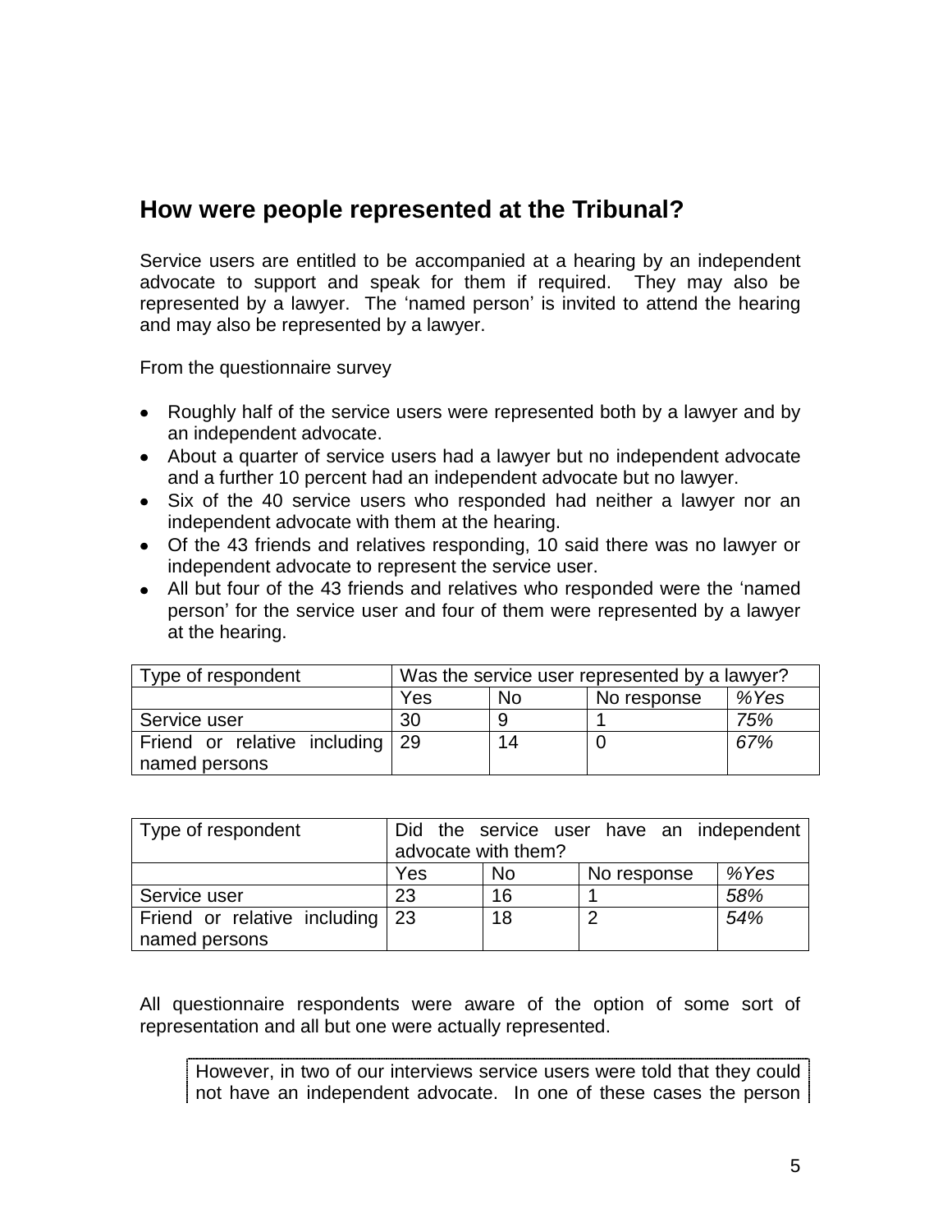## How were people represented at the Tribunal?

Service users are entitled to be accompanied at a hearing by an independent advocate to support and speak for them if required. They may also be represented by a lawyer. The 'named person' is invited to attend the hearing and may also be represented by a lawyer.

From the questionnaire survey

- Roughly half of the service users were represented both by a lawyer and by an independent advocate.
- About a quarter of service users had a lawyer but no independent advocate and a further 10 percent had an independent advocate but no lawyer.
- Six of the 40 service users who responded had neither a lawyer nor an independent advocate with them at the hearing.
- Of the 43 friends and relatives responding, 10 said there was no lawyer or independent advocate to represent the service user.
- All but four of the 43 friends and relatives who responded were the 'named person' for the service user and four of them were represented by a lawyer at the hearing.

| Type of respondent | Was the service user represented by a lawyer? | | | |
|---|---|---|---|---|
| | Yes | No | No response | *%Yes* |
| Service user | 30 | 9 | 1 | *75%* |
| Friend or relative including named persons | 29 | 14 | 0 | *67%* |

| Type of respondent | Did the service user have an independent advocate with them? | | | |
|---|---|---|---|---|
| | Yes | No | No response | *%Yes* |
| Service user | 23 | 16 | 1 | *58%* |
| Friend or relative including named persons | 23 | 18 | 2 | *54%* |

All questionnaire respondents were aware of the option of some sort of representation and all but one were actually represented.

However, in two of our interviews service users were told that they could not have an independent advocate. In one of these cases the person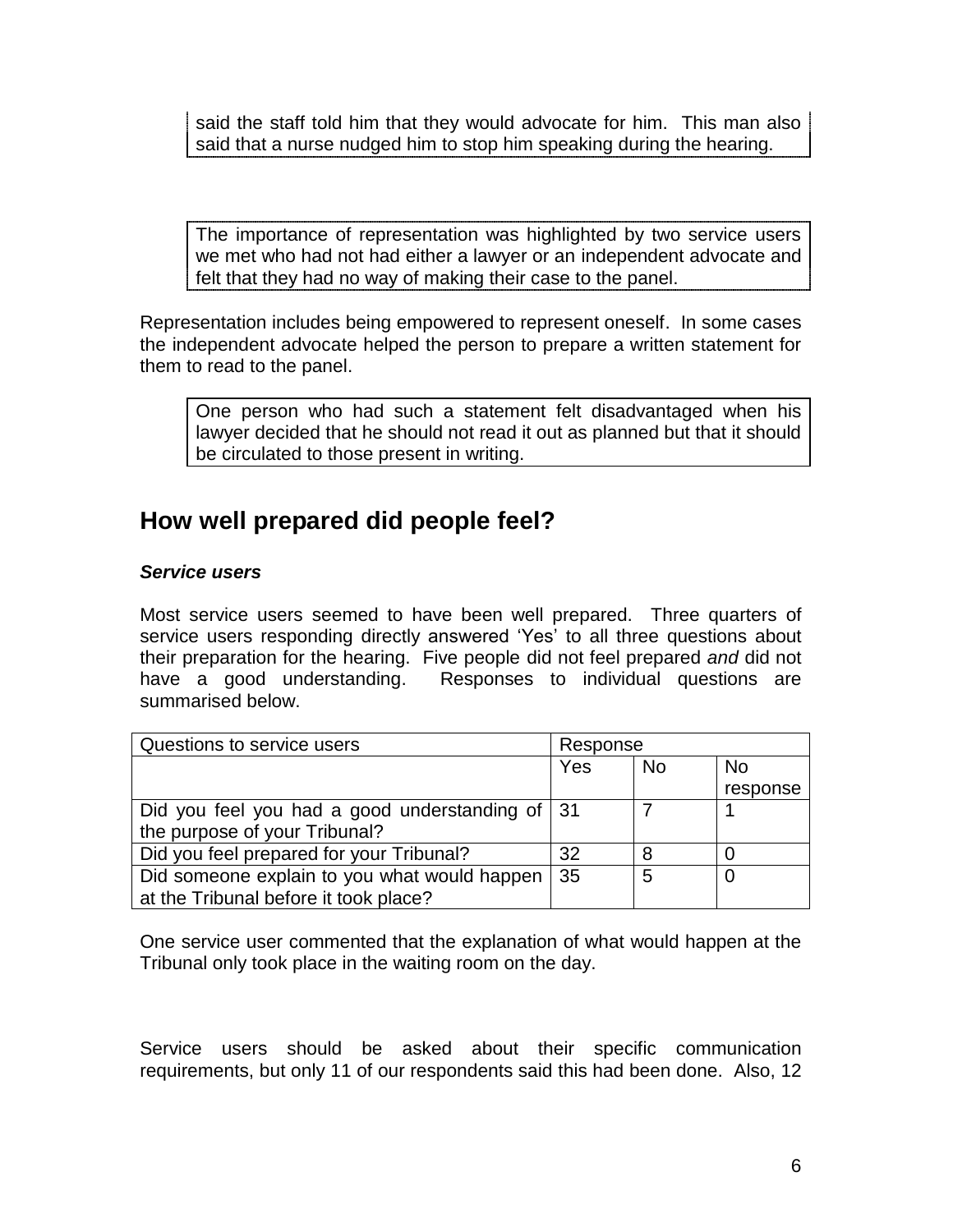said the staff told him that they would advocate for him. This man also said that a nurse nudged him to stop him speaking during the hearing.

The importance of representation was highlighted by two service users we met who had not had either a lawyer or an independent advocate and felt that they had no way of making their case to the panel.

Representation includes being empowered to represent oneself. In some cases the independent advocate helped the person to prepare a written statement for them to read to the panel.

One person who had such a statement felt disadvantaged when his lawyer decided that he should not read it out as planned but that it should be circulated to those present in writing.

## How well prepared did people feel?

***Service users***

Most service users seemed to have been well prepared. Three quarters of service users responding directly answered 'Yes' to all three questions about their preparation for the hearing. Five people did not feel prepared *and* did not have a good understanding. Responses to individual questions are summarised below.

| Questions to service users | Response | | |
|---|---|---|---|
| | Yes | No | No response |
| Did you feel you had a good understanding of the purpose of your Tribunal? | 31 | 7 | 1 |
| Did you feel prepared for your Tribunal? | 32 | 8 | 0 |
| Did someone explain to you what would happen at the Tribunal before it took place? | 35 | 5 | 0 |

One service user commented that the explanation of what would happen at the Tribunal only took place in the waiting room on the day.

Service users should be asked about their specific communication requirements, but only 11 of our respondents said this had been done. Also, 12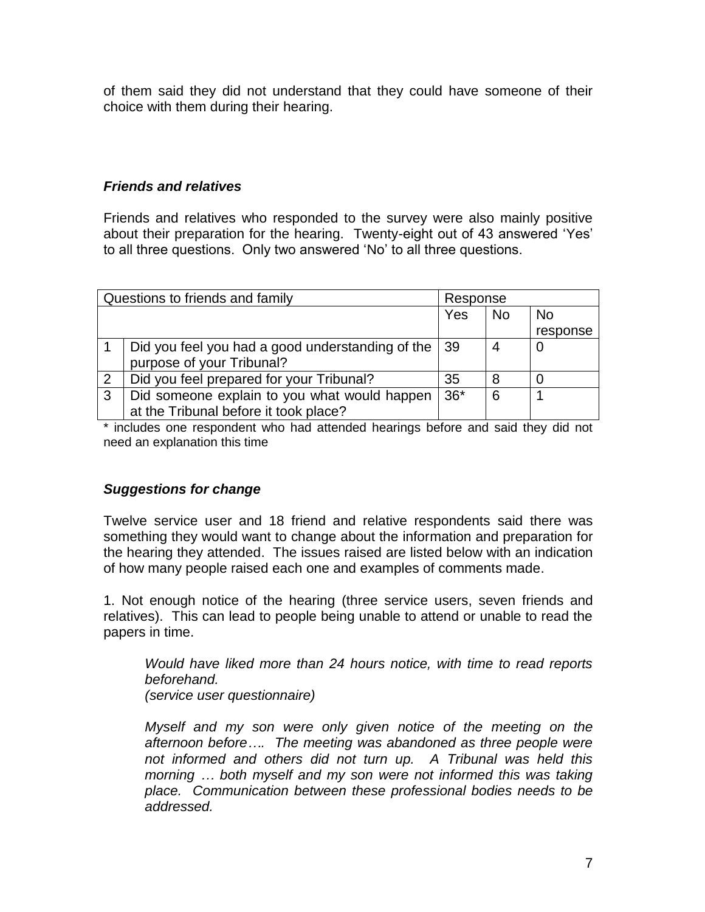of them said they did not understand that they could have someone of their choice with them during their hearing.

### *Friends and relatives*

Friends and relatives who responded to the survey were also mainly positive about their preparation for the hearing. Twenty-eight out of 43 answered 'Yes' to all three questions. Only two answered 'No' to all three questions.

| Questions to friends and family | | Response | | |
|---|---|---|---|---|
| | | Yes | No | No response |
| 1 | Did you feel you had a good understanding of the purpose of your Tribunal? | 39 | 4 | 0 |
| 2 | Did you feel prepared for your Tribunal? | 35 | 8 | 0 |
| 3 | Did someone explain to you what would happen at the Tribunal before it took place? | 36* | 6 | 1 |

\* includes one respondent who had attended hearings before and said they did not need an explanation this time

### *Suggestions for change*

Twelve service user and 18 friend and relative respondents said there was something they would want to change about the information and preparation for the hearing they attended. The issues raised are listed below with an indication of how many people raised each one and examples of comments made.

1. Not enough notice of the hearing (three service users, seven friends and relatives). This can lead to people being unable to attend or unable to read the papers in time.

> *Would have liked more than 24 hours notice, with time to read reports beforehand.*
> *(service user questionnaire)*

> *Myself and my son were only given notice of the meeting on the afternoon before…. The meeting was abandoned as three people were not informed and others did not turn up. A Tribunal was held this morning … both myself and my son were not informed this was taking place. Communication between these professional bodies needs to be addressed.*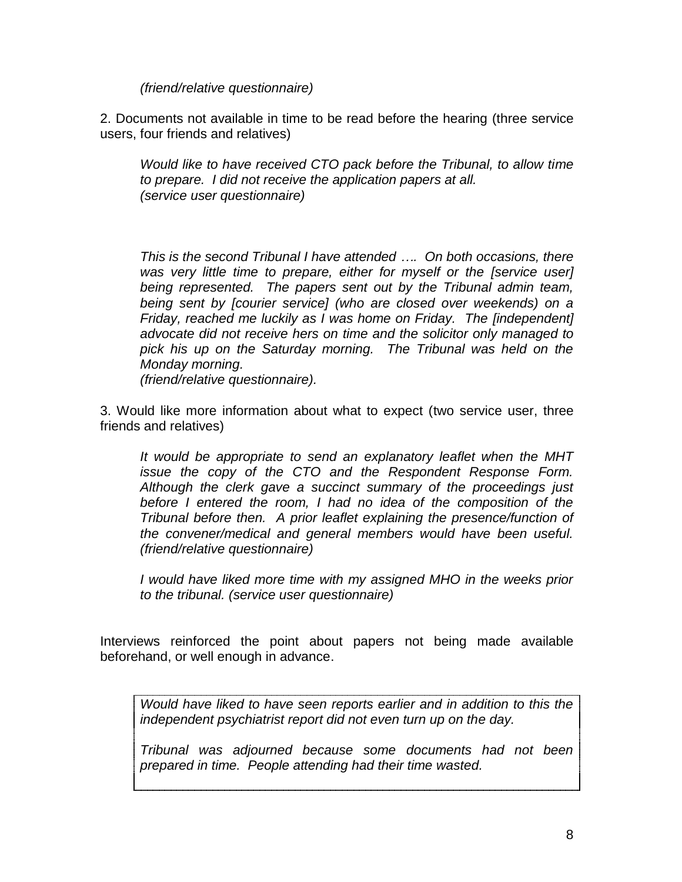*(friend/relative questionnaire)*

2. Documents not available in time to be read before the hearing (three service users, four friends and relatives)

> *Would like to have received CTO pack before the Tribunal, to allow time to prepare. I did not receive the application papers at all.*
> *(service user questionnaire)*

> *This is the second Tribunal I have attended …. On both occasions, there was very little time to prepare, either for myself or the [service user] being represented. The papers sent out by the Tribunal admin team, being sent by [courier service] (who are closed over weekends) on a Friday, reached me luckily as I was home on Friday. The [independent] advocate did not receive hers on time and the solicitor only managed to pick his up on the Saturday morning. The Tribunal was held on the Monday morning.*
> *(friend/relative questionnaire).*

3. Would like more information about what to expect (two service user, three friends and relatives)

> *It would be appropriate to send an explanatory leaflet when the MHT issue the copy of the CTO and the Respondent Response Form. Although the clerk gave a succinct summary of the proceedings just before I entered the room, I had no idea of the composition of the Tribunal before then. A prior leaflet explaining the presence/function of the convener/medical and general members would have been useful. (friend/relative questionnaire)*

> *I would have liked more time with my assigned MHO in the weeks prior to the tribunal. (service user questionnaire)*

Interviews reinforced the point about papers not being made available beforehand, or well enough in advance.

> *Would have liked to have seen reports earlier and in addition to this the independent psychiatrist report did not even turn up on the day.*
>
> *Tribunal was adjourned because some documents had not been prepared in time. People attending had their time wasted.*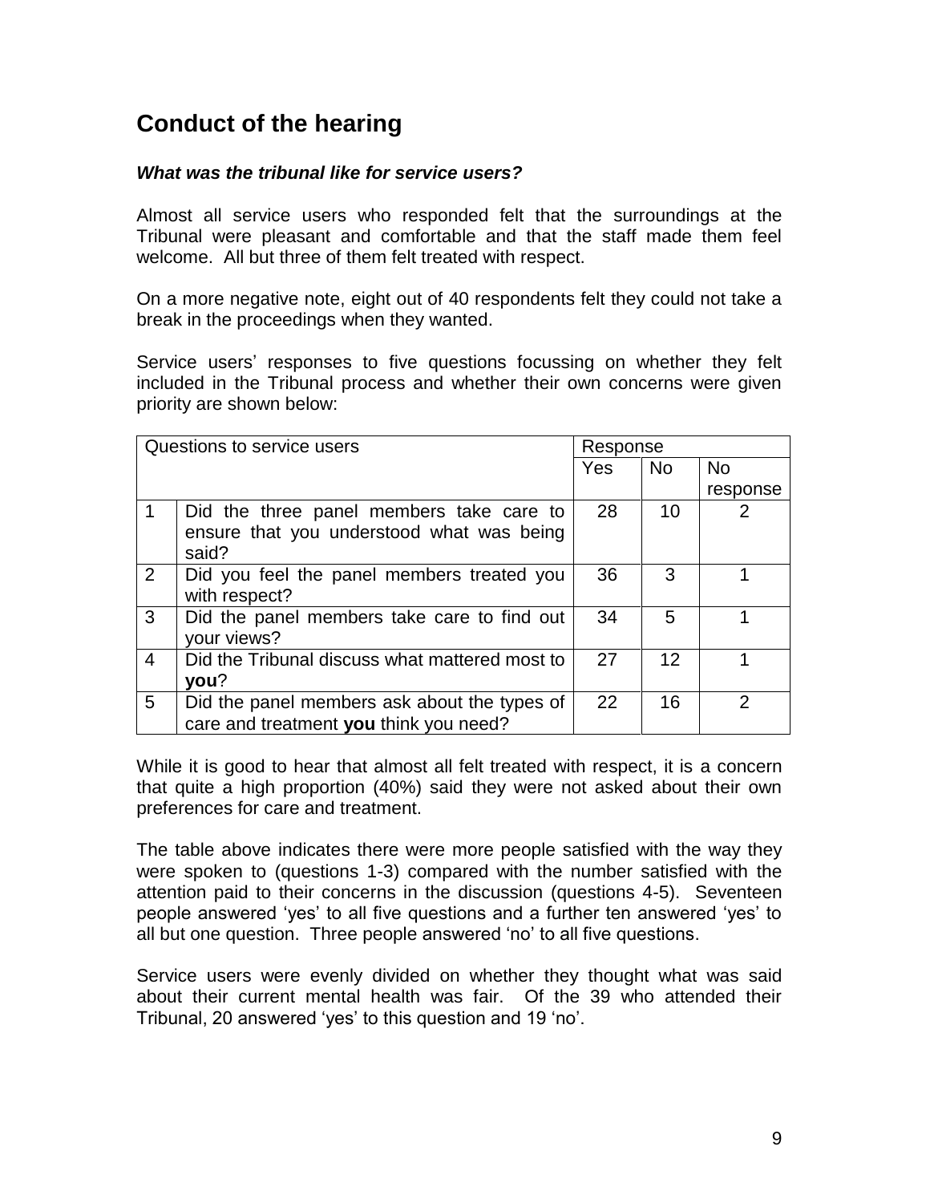## Conduct of the hearing

***What was the tribunal like for service users?***

Almost all service users who responded felt that the surroundings at the Tribunal were pleasant and comfortable and that the staff made them feel welcome. All but three of them felt treated with respect.

On a more negative note, eight out of 40 respondents felt they could not take a break in the proceedings when they wanted.

Service users' responses to five questions focussing on whether they felt included in the Tribunal process and whether their own concerns were given priority are shown below:

| Questions to service users | | Response | | |
|---|---|---|---|---|
| | | Yes | No | No response |
| 1 | Did the three panel members take care to ensure that you understood what was being said? | 28 | 10 | 2 |
| 2 | Did you feel the panel members treated you with respect? | 36 | 3 | 1 |
| 3 | Did the panel members take care to find out your views? | 34 | 5 | 1 |
| 4 | Did the Tribunal discuss what mattered most to **you**? | 27 | 12 | 1 |
| 5 | Did the panel members ask about the types of care and treatment **you** think you need? | 22 | 16 | 2 |

While it is good to hear that almost all felt treated with respect, it is a concern that quite a high proportion (40%) said they were not asked about their own preferences for care and treatment.

The table above indicates there were more people satisfied with the way they were spoken to (questions 1-3) compared with the number satisfied with the attention paid to their concerns in the discussion (questions 4-5). Seventeen people answered 'yes' to all five questions and a further ten answered 'yes' to all but one question. Three people answered 'no' to all five questions.

Service users were evenly divided on whether they thought what was said about their current mental health was fair. Of the 39 who attended their Tribunal, 20 answered 'yes' to this question and 19 'no'.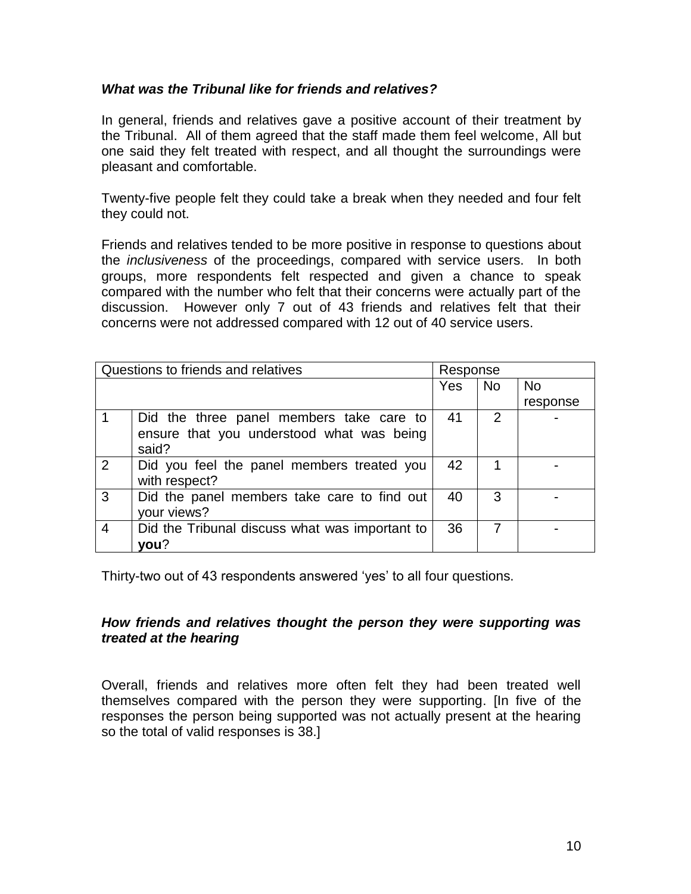### *What was the Tribunal like for friends and relatives?*

In general, friends and relatives gave a positive account of their treatment by the Tribunal. All of them agreed that the staff made them feel welcome, All but one said they felt treated with respect, and all thought the surroundings were pleasant and comfortable.

Twenty-five people felt they could take a break when they needed and four felt they could not.

Friends and relatives tended to be more positive in response to questions about the *inclusiveness* of the proceedings, compared with service users. In both groups, more respondents felt respected and given a chance to speak compared with the number who felt that their concerns were actually part of the discussion. However only 7 out of 43 friends and relatives felt that their concerns were not addressed compared with 12 out of 40 service users.

| Questions to friends and relatives | | Response | | |
|---|---|---|---|---|
| | | Yes | No | No response |
| 1 | Did the three panel members take care to ensure that you understood what was being said? | 41 | 2 | - |
| 2 | Did you feel the panel members treated you with respect? | 42 | 1 | - |
| 3 | Did the panel members take care to find out your views? | 40 | 3 | - |
| 4 | Did the Tribunal discuss what was important to **you**? | 36 | 7 | - |

Thirty-two out of 43 respondents answered 'yes' to all four questions.

### *How friends and relatives thought the person they were supporting was treated at the hearing*

Overall, friends and relatives more often felt they had been treated well themselves compared with the person they were supporting. [In five of the responses the person being supported was not actually present at the hearing so the total of valid responses is 38.]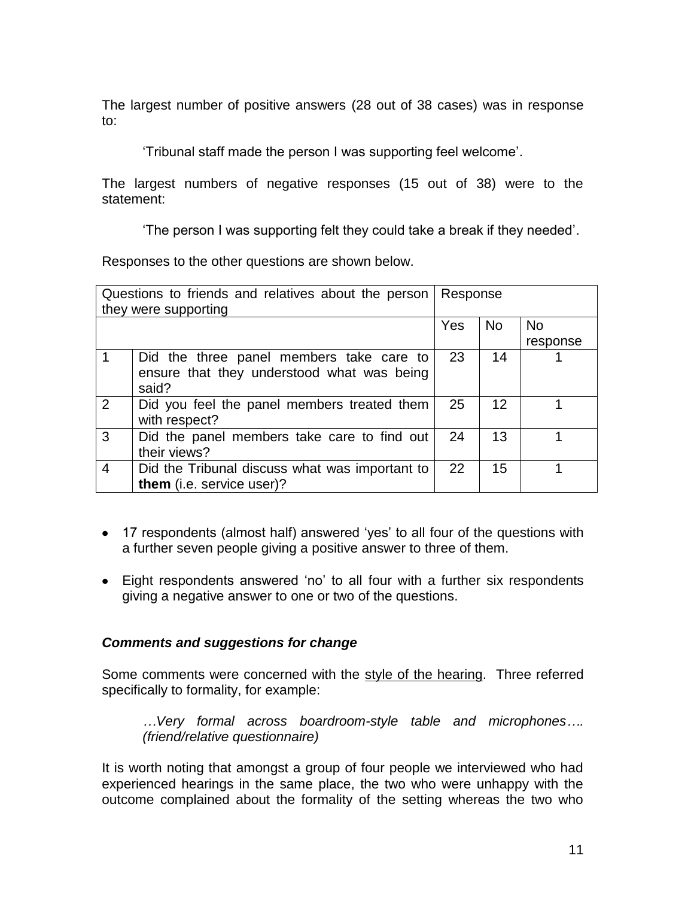The largest number of positive answers (28 out of 38 cases) was in response to:

> 'Tribunal staff made the person I was supporting feel welcome'.

The largest numbers of negative responses (15 out of 38) were to the statement:

> 'The person I was supporting felt they could take a break if they needed'.

Responses to the other questions are shown below.

| Questions to friends and relatives about the person they were supporting | | Response | | |
|---|---|---|---|---|
| | | Yes | No | No response |
| 1 | Did the three panel members take care to ensure that they understood what was being said? | 23 | 14 | 1 |
| 2 | Did you feel the panel members treated them with respect? | 25 | 12 | 1 |
| 3 | Did the panel members take care to find out their views? | 24 | 13 | 1 |
| 4 | Did the Tribunal discuss what was important to **them** (i.e. service user)? | 22 | 15 | 1 |

- 17 respondents (almost half) answered 'yes' to all four of the questions with a further seven people giving a positive answer to three of them.
- Eight respondents answered 'no' to all four with a further six respondents giving a negative answer to one or two of the questions.

### *Comments and suggestions for change*

Some comments were concerned with the style of the hearing. Three referred specifically to formality, for example:

> *…Very formal across boardroom-style table and microphones…. (friend/relative questionnaire)*

It is worth noting that amongst a group of four people we interviewed who had experienced hearings in the same place, the two who were unhappy with the outcome complained about the formality of the setting whereas the two who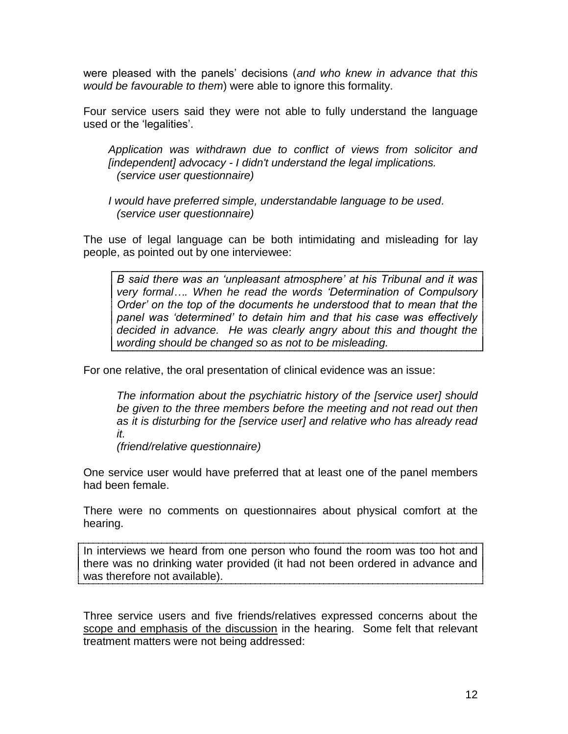were pleased with the panels' decisions (*and who knew in advance that this would be favourable to them*) were able to ignore this formality.

Four service users said they were not able to fully understand the language used or the 'legalities'.

> *Application was withdrawn due to conflict of views from solicitor and [independent] advocacy - I didn't understand the legal implications.*
> *(service user questionnaire)*

> *I would have preferred simple, understandable language to be used.*
> *(service user questionnaire)*

The use of legal language can be both intimidating and misleading for lay people, as pointed out by one interviewee:

> *B said there was an 'unpleasant atmosphere' at his Tribunal and it was very formal…. When he read the words 'Determination of Compulsory Order' on the top of the documents he understood that to mean that the panel was 'determined' to detain him and that his case was effectively decided in advance. He was clearly angry about this and thought the wording should be changed so as not to be misleading.*

For one relative, the oral presentation of clinical evidence was an issue:

> *The information about the psychiatric history of the [service user] should be given to the three members before the meeting and not read out then as it is disturbing for the [service user] and relative who has already read it.*
> *(friend/relative questionnaire)*

One service user would have preferred that at least one of the panel members had been female.

There were no comments on questionnaires about physical comfort at the hearing.

> In interviews we heard from one person who found the room was too hot and there was no drinking water provided (it had not been ordered in advance and was therefore not available).

Three service users and five friends/relatives expressed concerns about the <u>scope and emphasis of the discussion</u> in the hearing. Some felt that relevant treatment matters were not being addressed: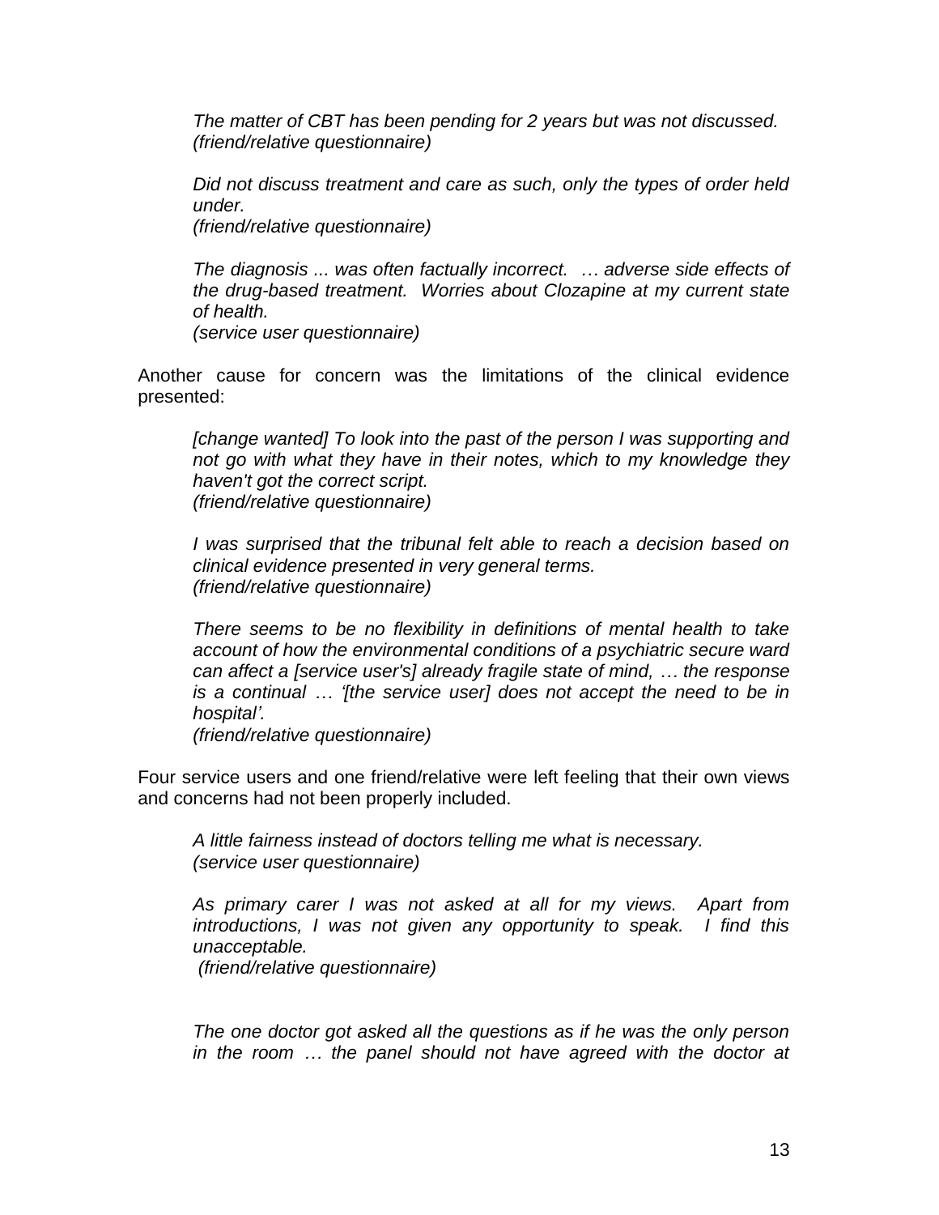> *The matter of CBT has been pending for 2 years but was not discussed.*
> *(friend/relative questionnaire)*

> *Did not discuss treatment and care as such, only the types of order held under.*
> *(friend/relative questionnaire)*

> *The diagnosis ... was often factually incorrect. … adverse side effects of the drug-based treatment. Worries about Clozapine at my current state of health.*
> *(service user questionnaire)*

Another cause for concern was the limitations of the clinical evidence presented:

> *[change wanted] To look into the past of the person I was supporting and not go with what they have in their notes, which to my knowledge they haven't got the correct script.*
> *(friend/relative questionnaire)*

> *I was surprised that the tribunal felt able to reach a decision based on clinical evidence presented in very general terms.*
> *(friend/relative questionnaire)*

> *There seems to be no flexibility in definitions of mental health to take account of how the environmental conditions of a psychiatric secure ward can affect a [service user's] already fragile state of mind, … the response is a continual … '[the service user] does not accept the need to be in hospital'.*
> *(friend/relative questionnaire)*

Four service users and one friend/relative were left feeling that their own views and concerns had not been properly included.

> *A little fairness instead of doctors telling me what is necessary.*
> *(service user questionnaire)*

> *As primary carer I was not asked at all for my views. Apart from introductions, I was not given any opportunity to speak. I find this unacceptable.*
> *(friend/relative questionnaire)*

> *The one doctor got asked all the questions as if he was the only person in the room … the panel should not have agreed with the doctor at*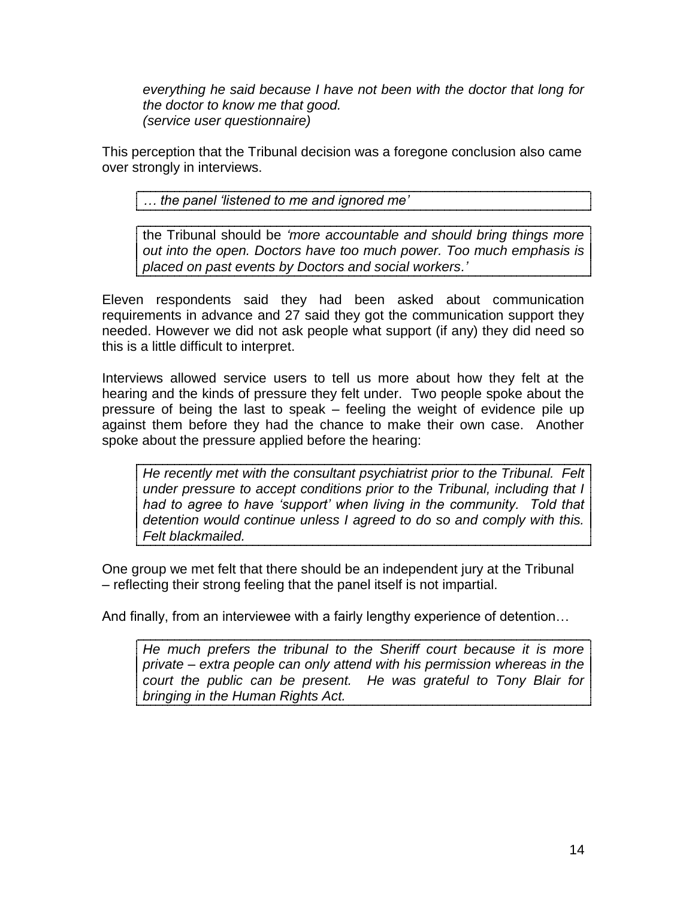> *everything he said because I have not been with the doctor that long for the doctor to know me that good.*
> *(service user questionnaire)*

This perception that the Tribunal decision was a foregone conclusion also came over strongly in interviews.

> *… the panel 'listened to me and ignored me'*

> the Tribunal should be *'more accountable and should bring things more out into the open. Doctors have too much power. Too much emphasis is placed on past events by Doctors and social workers.'*

Eleven respondents said they had been asked about communication requirements in advance and 27 said they got the communication support they needed. However we did not ask people what support (if any) they did need so this is a little difficult to interpret.

Interviews allowed service users to tell us more about how they felt at the hearing and the kinds of pressure they felt under. Two people spoke about the pressure of being the last to speak – feeling the weight of evidence pile up against them before they had the chance to make their own case. Another spoke about the pressure applied before the hearing:

> *He recently met with the consultant psychiatrist prior to the Tribunal. Felt under pressure to accept conditions prior to the Tribunal, including that I had to agree to have 'support' when living in the community. Told that detention would continue unless I agreed to do so and comply with this. Felt blackmailed.*

One group we met felt that there should be an independent jury at the Tribunal – reflecting their strong feeling that the panel itself is not impartial.

And finally, from an interviewee with a fairly lengthy experience of detention…

> *He much prefers the tribunal to the Sheriff court because it is more private – extra people can only attend with his permission whereas in the court the public can be present. He was grateful to Tony Blair for bringing in the Human Rights Act.*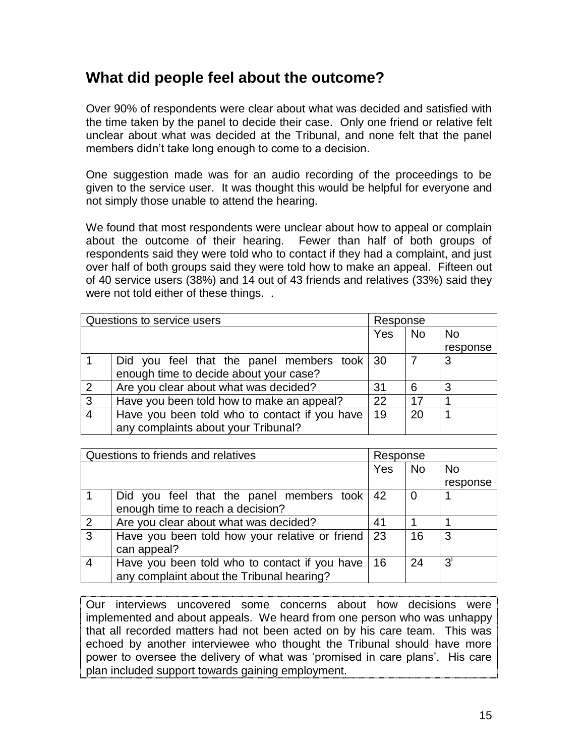## What did people feel about the outcome?

Over 90% of respondents were clear about what was decided and satisfied with the time taken by the panel to decide their case. Only one friend or relative felt unclear about what was decided at the Tribunal, and none felt that the panel members didn't take long enough to come to a decision.

One suggestion made was for an audio recording of the proceedings to be given to the service user. It was thought this would be helpful for everyone and not simply those unable to attend the hearing.

We found that most respondents were unclear about how to appeal or complain about the outcome of their hearing. Fewer than half of both groups of respondents said they were told who to contact if they had a complaint, and just over half of both groups said they were told how to make an appeal. Fifteen out of 40 service users (38%) and 14 out of 43 friends and relatives (33%) said they were not told either of these things. .

| Questions to service users | | Response | | |
|---|---|---|---|---|
| | | Yes | No | No response |
| 1 | Did you feel that the panel members took enough time to decide about your case? | 30 | 7 | 3 |
| 2 | Are you clear about what was decided? | 31 | 6 | 3 |
| 3 | Have you been told how to make an appeal? | 22 | 17 | 1 |
| 4 | Have you been told who to contact if you have any complaints about your Tribunal? | 19 | 20 | 1 |

| Questions to friends and relatives | | Response | | |
|---|---|---|---|---|
| | | Yes | No | No response |
| 1 | Did you feel that the panel members took enough time to reach a decision? | 42 | 0 | 1 |
| 2 | Are you clear about what was decided? | 41 | 1 | 1 |
| 3 | Have you been told how your relative or friend can appeal? | 23 | 16 | 3 |
| 4 | Have you been told who to contact if you have any complaint about the Tribunal hearing? | 16 | 24 | 3[i] |

Our interviews uncovered some concerns about how decisions were implemented and about appeals. We heard from one person who was unhappy that all recorded matters had not been acted on by his care team. This was echoed by another interviewee who thought the Tribunal should have more power to oversee the delivery of what was 'promised in care plans'. His care plan included support towards gaining employment.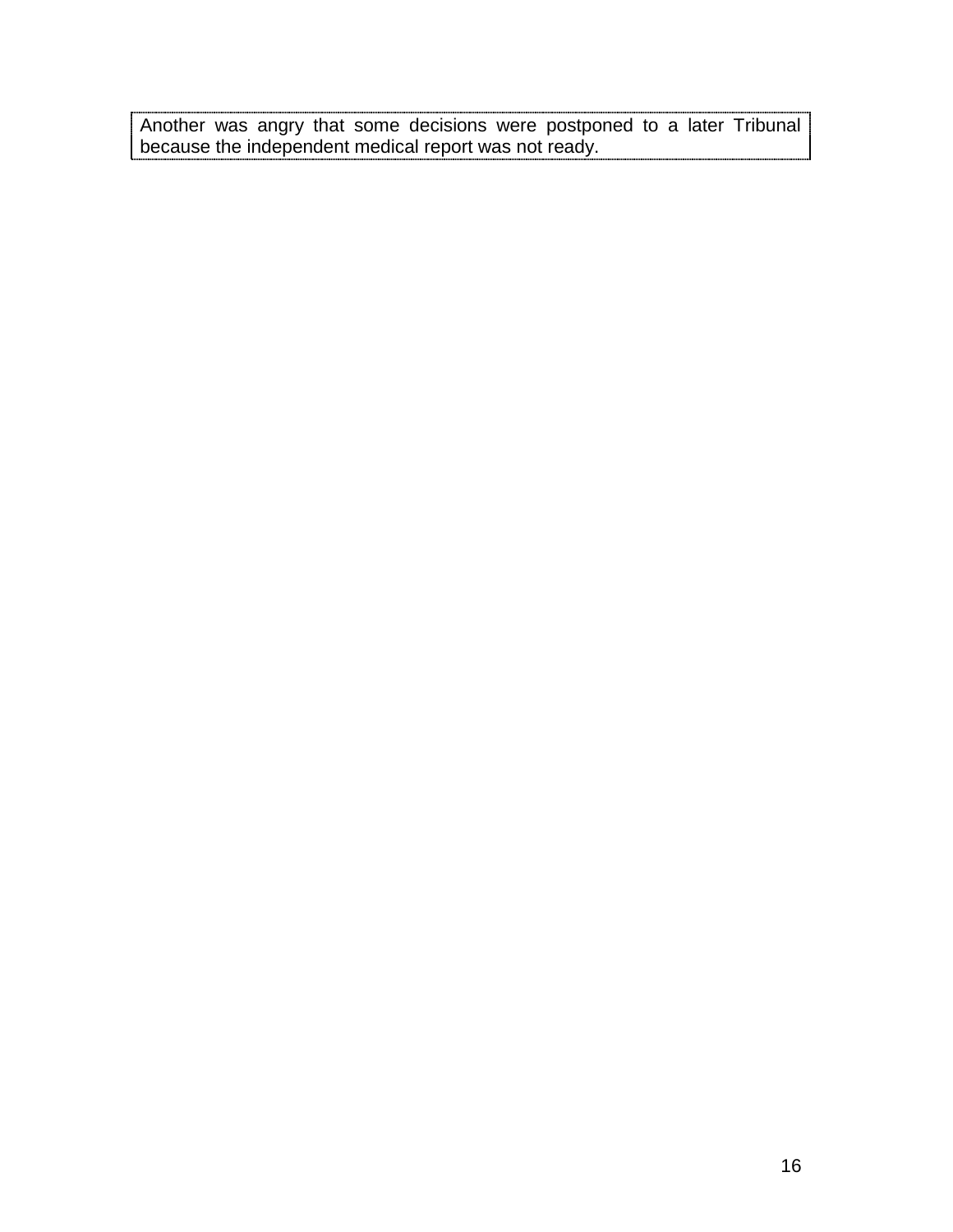Another was angry that some decisions were postponed to a later Tribunal because the independent medical report was not ready.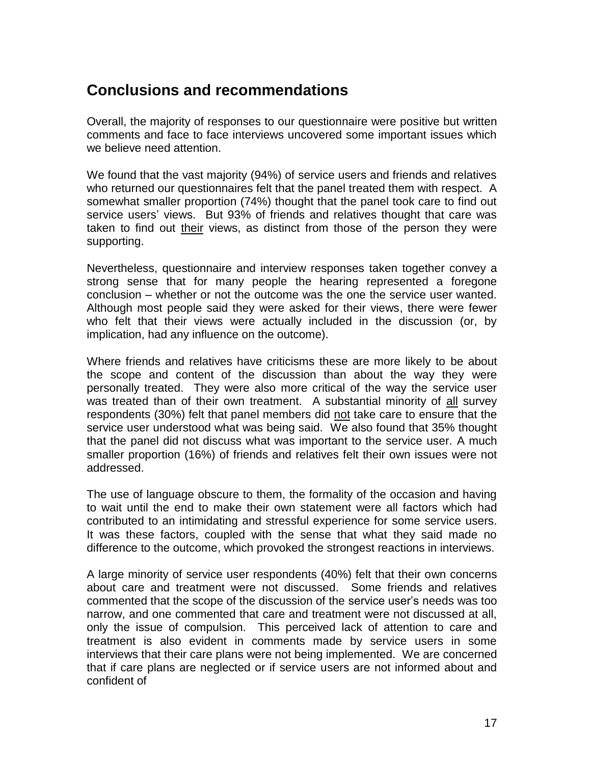## Conclusions and recommendations

Overall, the majority of responses to our questionnaire were positive but written comments and face to face interviews uncovered some important issues which we believe need attention.

We found that the vast majority (94%) of service users and friends and relatives who returned our questionnaires felt that the panel treated them with respect. A somewhat smaller proportion (74%) thought that the panel took care to find out service users' views. But 93% of friends and relatives thought that care was taken to find out <u>their</u> views, as distinct from those of the person they were supporting.

Nevertheless, questionnaire and interview responses taken together convey a strong sense that for many people the hearing represented a foregone conclusion – whether or not the outcome was the one the service user wanted. Although most people said they were asked for their views, there were fewer who felt that their views were actually included in the discussion (or, by implication, had any influence on the outcome).

Where friends and relatives have criticisms these are more likely to be about the scope and content of the discussion than about the way they were personally treated. They were also more critical of the way the service user was treated than of their own treatment. A substantial minority of <u>all</u> survey respondents (30%) felt that panel members did <u>not</u> take care to ensure that the service user understood what was being said. We also found that 35% thought that the panel did not discuss what was important to the service user. A much smaller proportion (16%) of friends and relatives felt their own issues were not addressed.

The use of language obscure to them, the formality of the occasion and having to wait until the end to make their own statement were all factors which had contributed to an intimidating and stressful experience for some service users. It was these factors, coupled with the sense that what they said made no difference to the outcome, which provoked the strongest reactions in interviews.

A large minority of service user respondents (40%) felt that their own concerns about care and treatment were not discussed. Some friends and relatives commented that the scope of the discussion of the service user's needs was too narrow, and one commented that care and treatment were not discussed at all, only the issue of compulsion. This perceived lack of attention to care and treatment is also evident in comments made by service users in some interviews that their care plans were not being implemented. We are concerned that if care plans are neglected or if service users are not informed about and confident of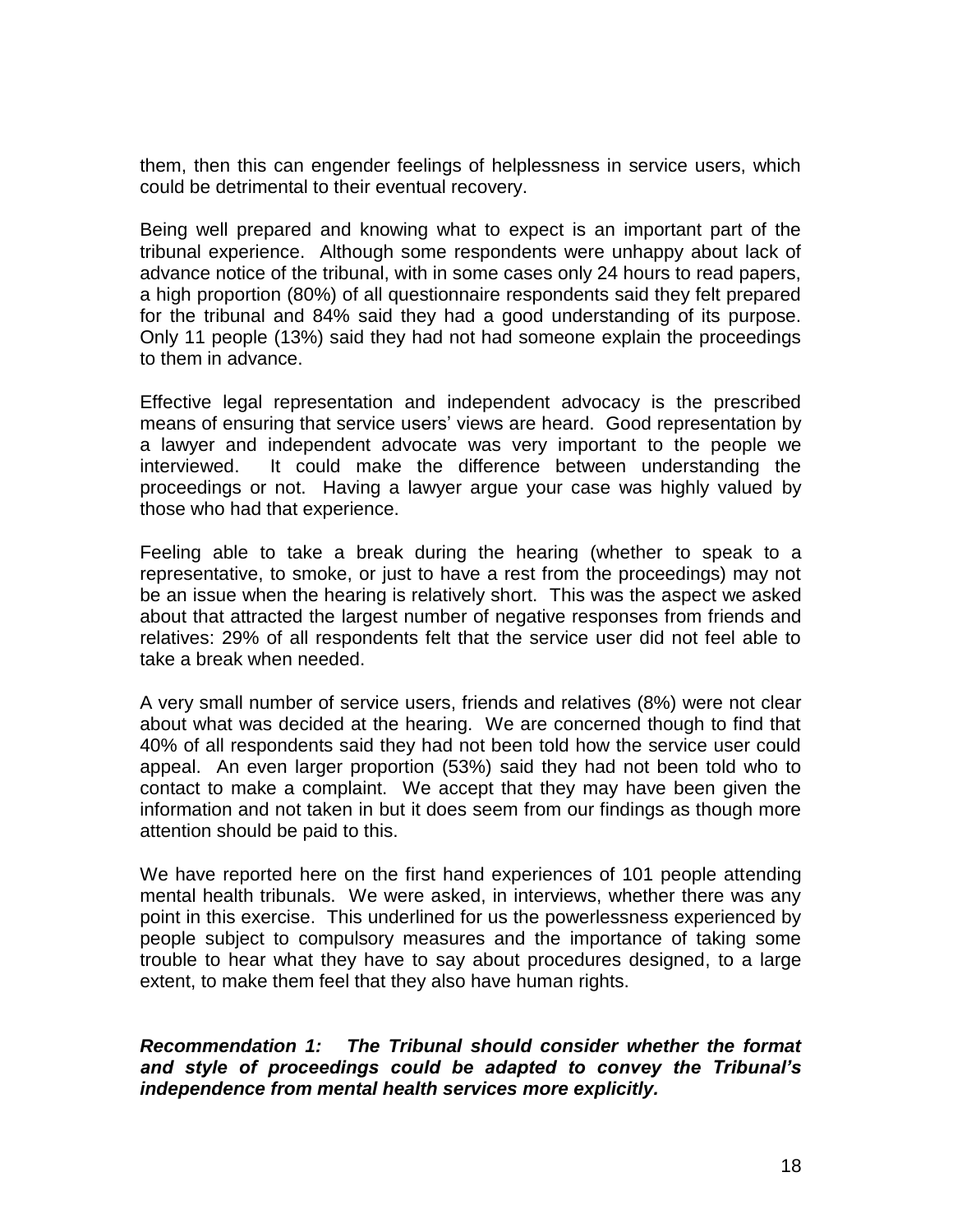them, then this can engender feelings of helplessness in service users, which could be detrimental to their eventual recovery.

Being well prepared and knowing what to expect is an important part of the tribunal experience. Although some respondents were unhappy about lack of advance notice of the tribunal, with in some cases only 24 hours to read papers, a high proportion (80%) of all questionnaire respondents said they felt prepared for the tribunal and 84% said they had a good understanding of its purpose. Only 11 people (13%) said they had not had someone explain the proceedings to them in advance.

Effective legal representation and independent advocacy is the prescribed means of ensuring that service users' views are heard. Good representation by a lawyer and independent advocate was very important to the people we interviewed. It could make the difference between understanding the proceedings or not. Having a lawyer argue your case was highly valued by those who had that experience.

Feeling able to take a break during the hearing (whether to speak to a representative, to smoke, or just to have a rest from the proceedings) may not be an issue when the hearing is relatively short. This was the aspect we asked about that attracted the largest number of negative responses from friends and relatives: 29% of all respondents felt that the service user did not feel able to take a break when needed.

A very small number of service users, friends and relatives (8%) were not clear about what was decided at the hearing. We are concerned though to find that 40% of all respondents said they had not been told how the service user could appeal. An even larger proportion (53%) said they had not been told who to contact to make a complaint. We accept that they may have been given the information and not taken in but it does seem from our findings as though more attention should be paid to this.

We have reported here on the first hand experiences of 101 people attending mental health tribunals. We were asked, in interviews, whether there was any point in this exercise. This underlined for us the powerlessness experienced by people subject to compulsory measures and the importance of taking some trouble to hear what they have to say about procedures designed, to a large extent, to make them feel that they also have human rights.

***Recommendation 1: The Tribunal should consider whether the format and style of proceedings could be adapted to convey the Tribunal's independence from mental health services more explicitly.***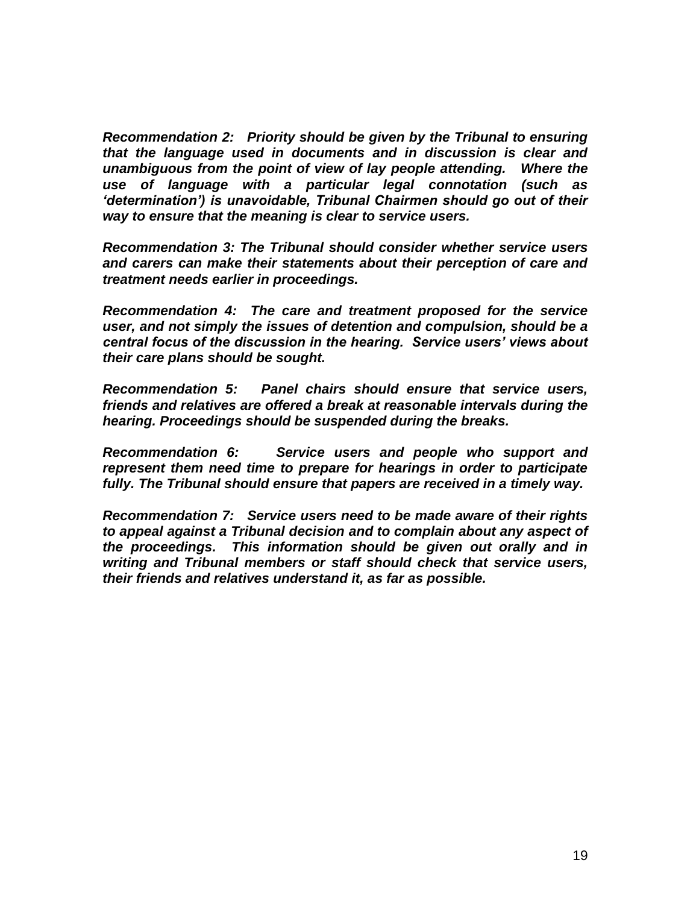***Recommendation 2:  Priority should be given by the Tribunal to ensuring that the language used in documents and in discussion is clear and unambiguous from the point of view of lay people attending.  Where the use of language with a particular legal connotation (such as 'determination') is unavoidable, Tribunal Chairmen should go out of their way to ensure that the meaning is clear to service users.***

***Recommendation 3: The Tribunal should consider whether service users and carers can make their statements about their perception of care and treatment needs earlier in proceedings.***

***Recommendation 4:  The care and treatment proposed for the service user, and not simply the issues of detention and compulsion, should be a central focus of the discussion in the hearing.  Service users' views about their care plans should be sought.***

***Recommendation 5:  Panel chairs should ensure that service users, friends and relatives are offered a break at reasonable intervals during the hearing. Proceedings should be suspended during the breaks.***

***Recommendation 6:  Service users and people who support and represent them need time to prepare for hearings in order to participate fully. The Tribunal should ensure that papers are received in a timely way.***

***Recommendation 7:  Service users need to be made aware of their rights to appeal against a Tribunal decision and to complain about any aspect of the proceedings.  This information should be given out orally and in writing and Tribunal members or staff should check that service users, their friends and relatives understand it, as far as possible.***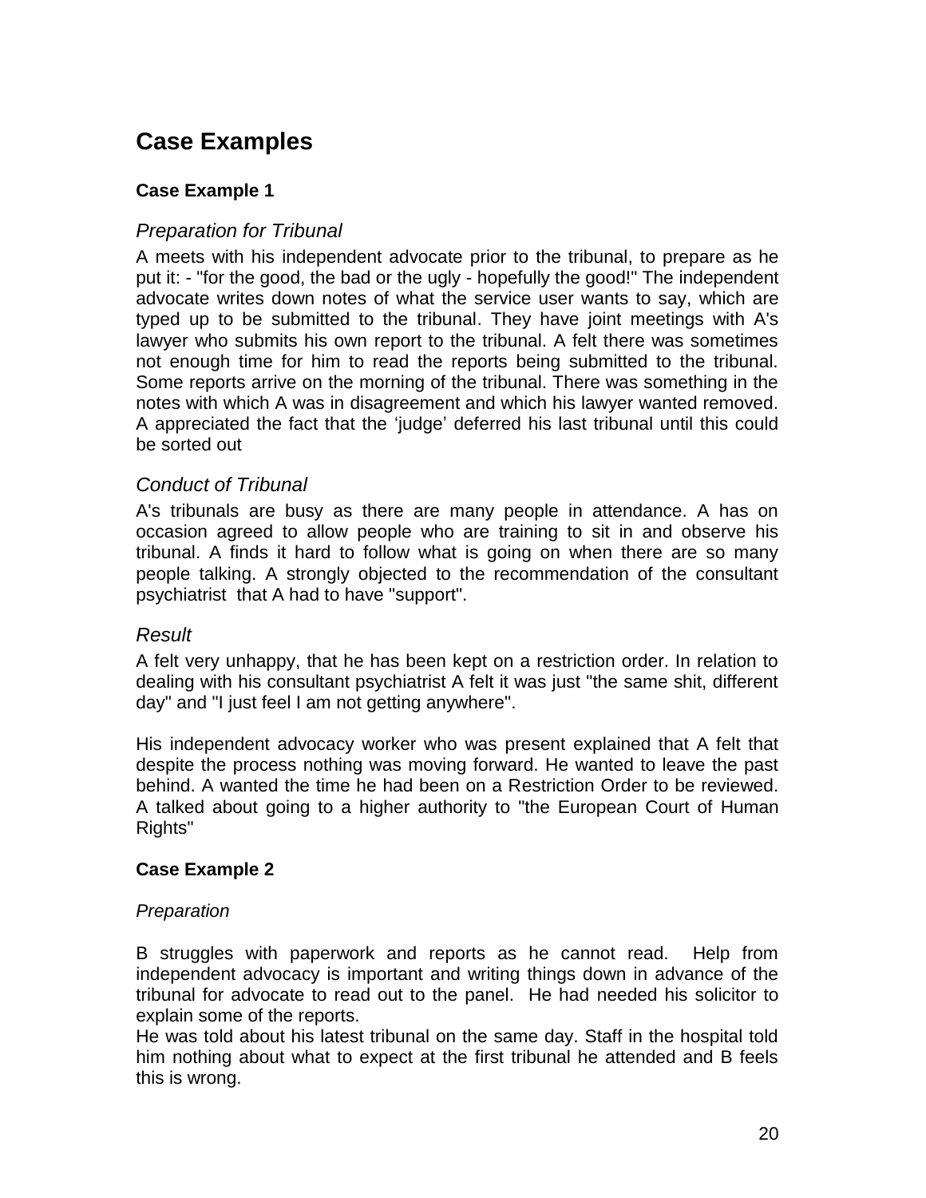## Case Examples

### Case Example 1

#### *Preparation for Tribunal*

A meets with his independent advocate prior to the tribunal, to prepare as he put it: - "for the good, the bad or the ugly - hopefully the good!" The independent advocate writes down notes of what the service user wants to say, which are typed up to be submitted to the tribunal. They have joint meetings with A's lawyer who submits his own report to the tribunal. A felt there was sometimes not enough time for him to read the reports being submitted to the tribunal. Some reports arrive on the morning of the tribunal. There was something in the notes with which A was in disagreement and which his lawyer wanted removed. A appreciated the fact that the 'judge' deferred his last tribunal until this could be sorted out

#### *Conduct of Tribunal*

A's tribunals are busy as there are many people in attendance. A has on occasion agreed to allow people who are training to sit in and observe his tribunal. A finds it hard to follow what is going on when there are so many people talking. A strongly objected to the recommendation of the consultant psychiatrist that A had to have "support".

#### *Result*

A felt very unhappy, that he has been kept on a restriction order. In relation to dealing with his consultant psychiatrist A felt it was just "the same shit, different day" and "I just feel I am not getting anywhere".

His independent advocacy worker who was present explained that A felt that despite the process nothing was moving forward. He wanted to leave the past behind. A wanted the time he had been on a Restriction Order to be reviewed. A talked about going to a higher authority to "the European Court of Human Rights"

### Case Example 2

#### *Preparation*

B struggles with paperwork and reports as he cannot read. Help from independent advocacy is important and writing things down in advance of the tribunal for advocate to read out to the panel. He had needed his solicitor to explain some of the reports.
He was told about his latest tribunal on the same day. Staff in the hospital told him nothing about what to expect at the first tribunal he attended and B feels this is wrong.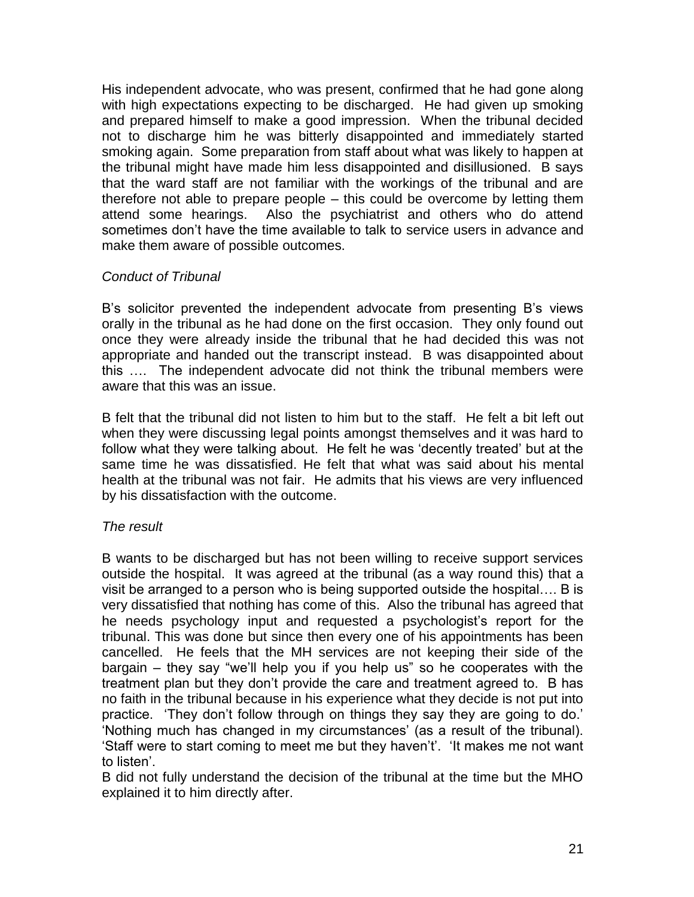His independent advocate, who was present, confirmed that he had gone along with high expectations expecting to be discharged. He had given up smoking and prepared himself to make a good impression. When the tribunal decided not to discharge him he was bitterly disappointed and immediately started smoking again. Some preparation from staff about what was likely to happen at the tribunal might have made him less disappointed and disillusioned. B says that the ward staff are not familiar with the workings of the tribunal and are therefore not able to prepare people – this could be overcome by letting them attend some hearings. Also the psychiatrist and others who do attend sometimes don't have the time available to talk to service users in advance and make them aware of possible outcomes.

*Conduct of Tribunal*

B's solicitor prevented the independent advocate from presenting B's views orally in the tribunal as he had done on the first occasion. They only found out once they were already inside the tribunal that he had decided this was not appropriate and handed out the transcript instead. B was disappointed about this …. The independent advocate did not think the tribunal members were aware that this was an issue.

B felt that the tribunal did not listen to him but to the staff. He felt a bit left out when they were discussing legal points amongst themselves and it was hard to follow what they were talking about. He felt he was 'decently treated' but at the same time he was dissatisfied. He felt that what was said about his mental health at the tribunal was not fair. He admits that his views are very influenced by his dissatisfaction with the outcome.

*The result*

B wants to be discharged but has not been willing to receive support services outside the hospital. It was agreed at the tribunal (as a way round this) that a visit be arranged to a person who is being supported outside the hospital…. B is very dissatisfied that nothing has come of this. Also the tribunal has agreed that he needs psychology input and requested a psychologist's report for the tribunal. This was done but since then every one of his appointments has been cancelled. He feels that the MH services are not keeping their side of the bargain – they say "we'll help you if you help us" so he cooperates with the treatment plan but they don't provide the care and treatment agreed to. B has no faith in the tribunal because in his experience what they decide is not put into practice. 'They don't follow through on things they say they are going to do.' 'Nothing much has changed in my circumstances' (as a result of the tribunal). 'Staff were to start coming to meet me but they haven't'. 'It makes me not want to listen'.

B did not fully understand the decision of the tribunal at the time but the MHO explained it to him directly after.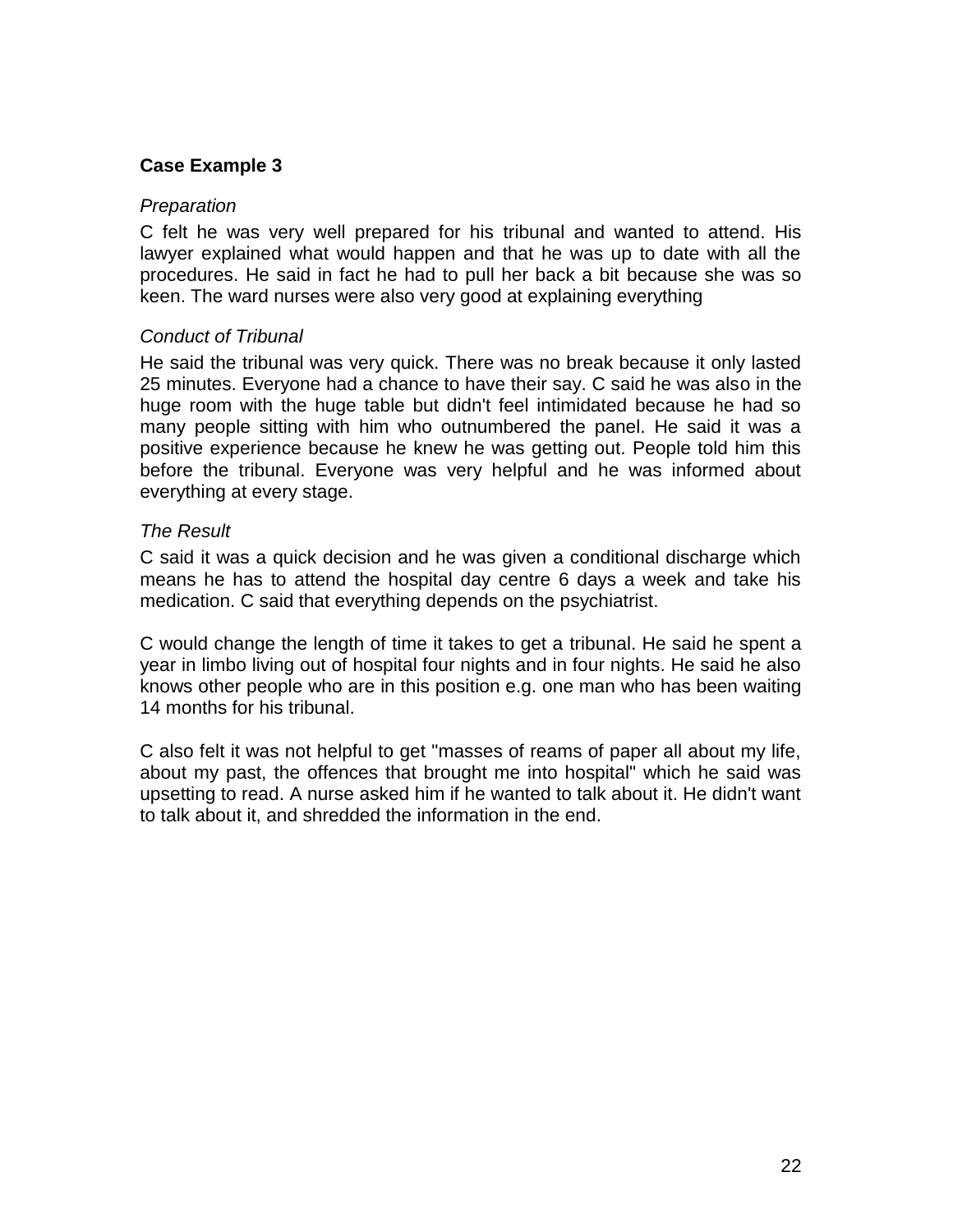**Case Example 3**

*Preparation*

C felt he was very well prepared for his tribunal and wanted to attend. His lawyer explained what would happen and that he was up to date with all the procedures. He said in fact he had to pull her back a bit because she was so keen. The ward nurses were also very good at explaining everything

*Conduct of Tribunal*

He said the tribunal was very quick. There was no break because it only lasted 25 minutes. Everyone had a chance to have their say. C said he was also in the huge room with the huge table but didn't feel intimidated because he had so many people sitting with him who outnumbered the panel. He said it was a positive experience because he knew he was getting out. People told him this before the tribunal. Everyone was very helpful and he was informed about everything at every stage.

*The Result*

C said it was a quick decision and he was given a conditional discharge which means he has to attend the hospital day centre 6 days a week and take his medication. C said that everything depends on the psychiatrist.

C would change the length of time it takes to get a tribunal. He said he spent a year in limbo living out of hospital four nights and in four nights. He said he also knows other people who are in this position e.g. one man who has been waiting 14 months for his tribunal.

C also felt it was not helpful to get "masses of reams of paper all about my life, about my past, the offences that brought me into hospital" which he said was upsetting to read. A nurse asked him if he wanted to talk about it. He didn't want to talk about it, and shredded the information in the end.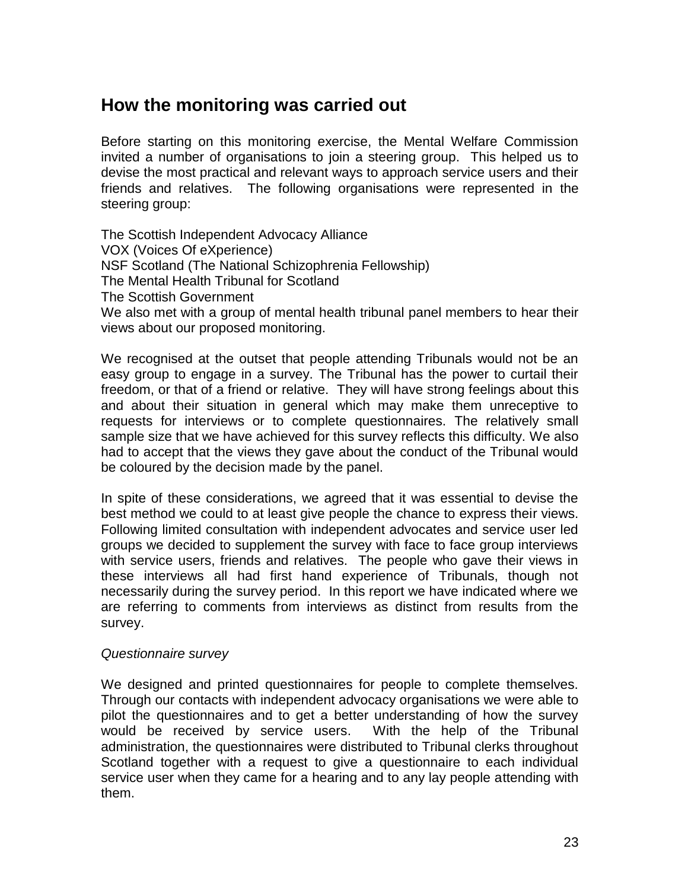## How the monitoring was carried out

Before starting on this monitoring exercise, the Mental Welfare Commission invited a number of organisations to join a steering group. This helped us to devise the most practical and relevant ways to approach service users and their friends and relatives. The following organisations were represented in the steering group:

The Scottish Independent Advocacy Alliance
VOX (Voices Of eXperience)
NSF Scotland (The National Schizophrenia Fellowship)
The Mental Health Tribunal for Scotland
The Scottish Government
We also met with a group of mental health tribunal panel members to hear their views about our proposed monitoring.

We recognised at the outset that people attending Tribunals would not be an easy group to engage in a survey. The Tribunal has the power to curtail their freedom, or that of a friend or relative. They will have strong feelings about this and about their situation in general which may make them unreceptive to requests for interviews or to complete questionnaires. The relatively small sample size that we have achieved for this survey reflects this difficulty. We also had to accept that the views they gave about the conduct of the Tribunal would be coloured by the decision made by the panel.

In spite of these considerations, we agreed that it was essential to devise the best method we could to at least give people the chance to express their views. Following limited consultation with independent advocates and service user led groups we decided to supplement the survey with face to face group interviews with service users, friends and relatives. The people who gave their views in these interviews all had first hand experience of Tribunals, though not necessarily during the survey period. In this report we have indicated where we are referring to comments from interviews as distinct from results from the survey.

*Questionnaire survey*

We designed and printed questionnaires for people to complete themselves. Through our contacts with independent advocacy organisations we were able to pilot the questionnaires and to get a better understanding of how the survey would be received by service users. With the help of the Tribunal administration, the questionnaires were distributed to Tribunal clerks throughout Scotland together with a request to give a questionnaire to each individual service user when they came for a hearing and to any lay people attending with them.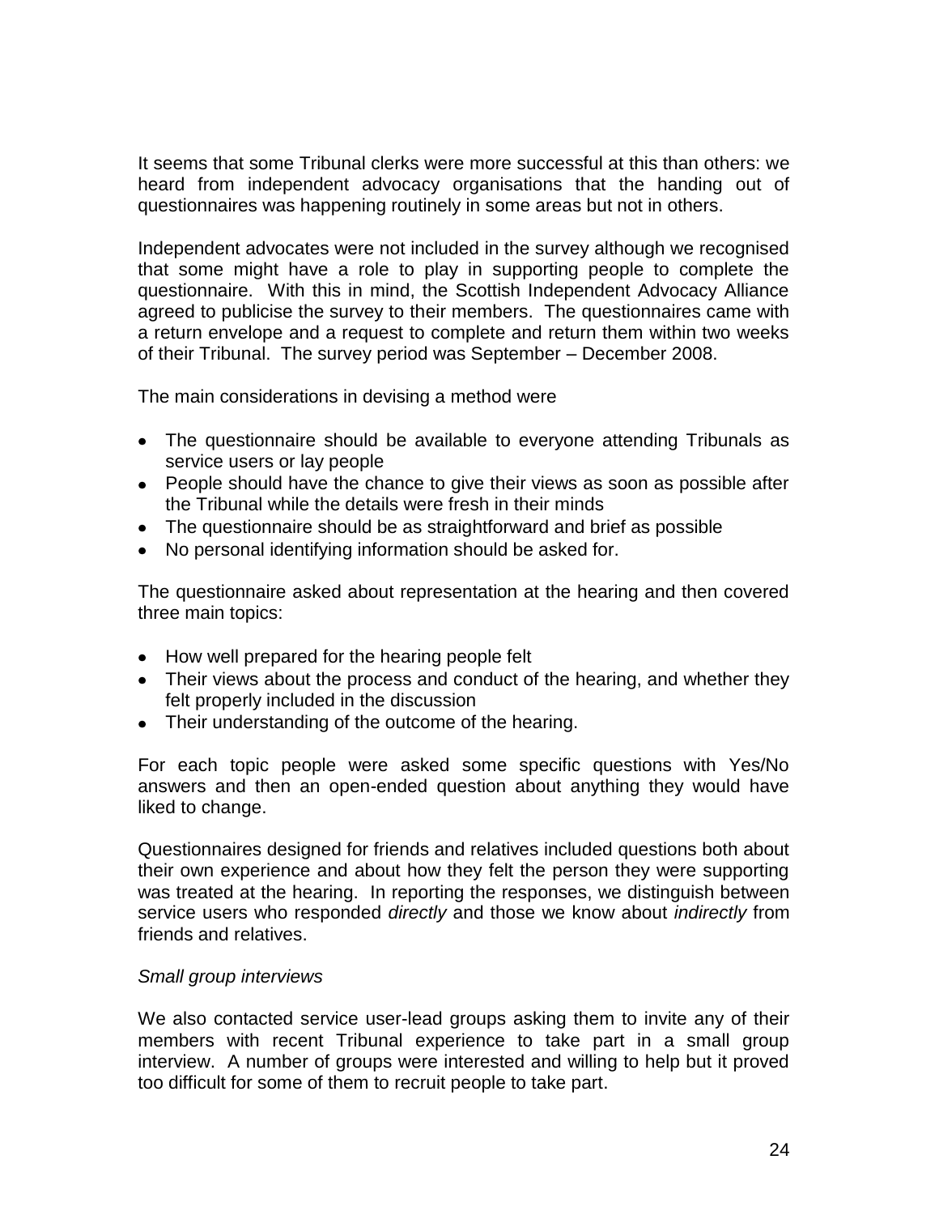It seems that some Tribunal clerks were more successful at this than others: we heard from independent advocacy organisations that the handing out of questionnaires was happening routinely in some areas but not in others.

Independent advocates were not included in the survey although we recognised that some might have a role to play in supporting people to complete the questionnaire. With this in mind, the Scottish Independent Advocacy Alliance agreed to publicise the survey to their members. The questionnaires came with a return envelope and a request to complete and return them within two weeks of their Tribunal. The survey period was September – December 2008.

The main considerations in devising a method were

- The questionnaire should be available to everyone attending Tribunals as service users or lay people
- People should have the chance to give their views as soon as possible after the Tribunal while the details were fresh in their minds
- The questionnaire should be as straightforward and brief as possible
- No personal identifying information should be asked for.

The questionnaire asked about representation at the hearing and then covered three main topics:

- How well prepared for the hearing people felt
- Their views about the process and conduct of the hearing, and whether they felt properly included in the discussion
- Their understanding of the outcome of the hearing.

For each topic people were asked some specific questions with Yes/No answers and then an open-ended question about anything they would have liked to change.

Questionnaires designed for friends and relatives included questions both about their own experience and about how they felt the person they were supporting was treated at the hearing. In reporting the responses, we distinguish between service users who responded *directly* and those we know about *indirectly* from friends and relatives.

*Small group interviews*

We also contacted service user-lead groups asking them to invite any of their members with recent Tribunal experience to take part in a small group interview. A number of groups were interested and willing to help but it proved too difficult for some of them to recruit people to take part.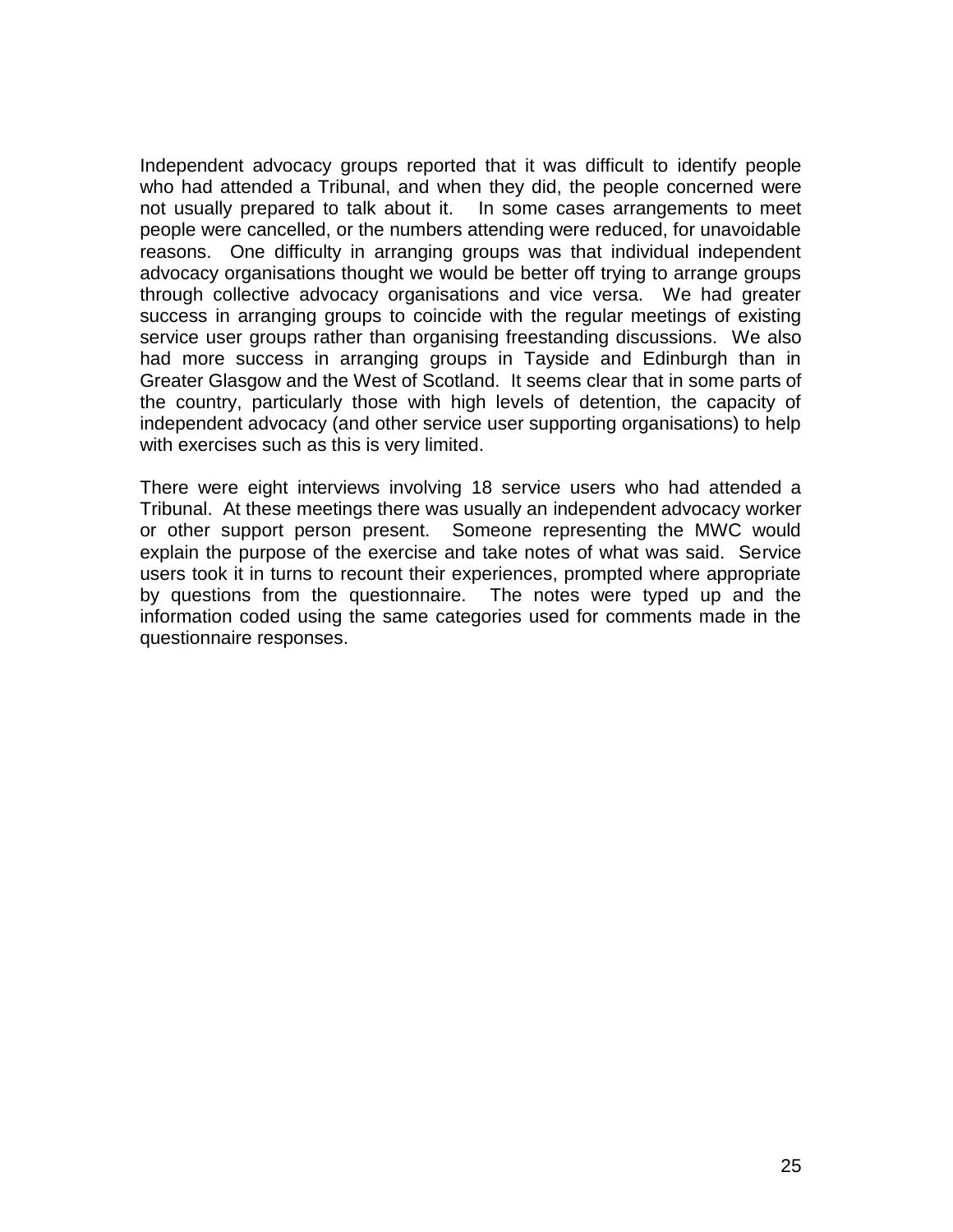Independent advocacy groups reported that it was difficult to identify people who had attended a Tribunal, and when they did, the people concerned were not usually prepared to talk about it. In some cases arrangements to meet people were cancelled, or the numbers attending were reduced, for unavoidable reasons. One difficulty in arranging groups was that individual independent advocacy organisations thought we would be better off trying to arrange groups through collective advocacy organisations and vice versa. We had greater success in arranging groups to coincide with the regular meetings of existing service user groups rather than organising freestanding discussions. We also had more success in arranging groups in Tayside and Edinburgh than in Greater Glasgow and the West of Scotland. It seems clear that in some parts of the country, particularly those with high levels of detention, the capacity of independent advocacy (and other service user supporting organisations) to help with exercises such as this is very limited.

There were eight interviews involving 18 service users who had attended a Tribunal. At these meetings there was usually an independent advocacy worker or other support person present. Someone representing the MWC would explain the purpose of the exercise and take notes of what was said. Service users took it in turns to recount their experiences, prompted where appropriate by questions from the questionnaire. The notes were typed up and the information coded using the same categories used for comments made in the questionnaire responses.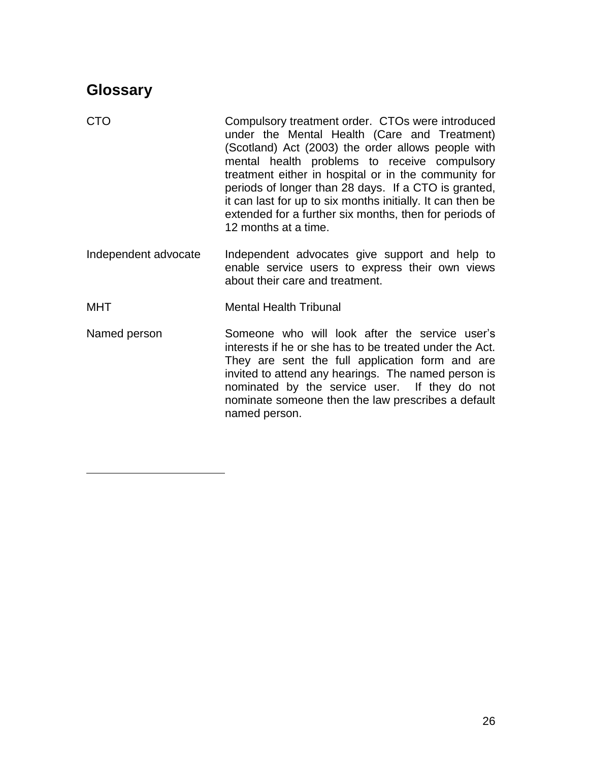## Glossary

| | |
|---|---|
| CTO | Compulsory treatment order. CTOs were introduced under the Mental Health (Care and Treatment) (Scotland) Act (2003) the order allows people with mental health problems to receive compulsory treatment either in hospital or in the community for periods of longer than 28 days. If a CTO is granted, it can last for up to six months initially. It can then be extended for a further six months, then for periods of 12 months at a time. |
| Independent advocate | Independent advocates give support and help to enable service users to express their own views about their care and treatment. |
| MHT | Mental Health Tribunal |
| Named person | Someone who will look after the service user's interests if he or she has to be treated under the Act. They are sent the full application form and are invited to attend any hearings. The named person is nominated by the service user. If they do not nominate someone then the law prescribes a default named person. |